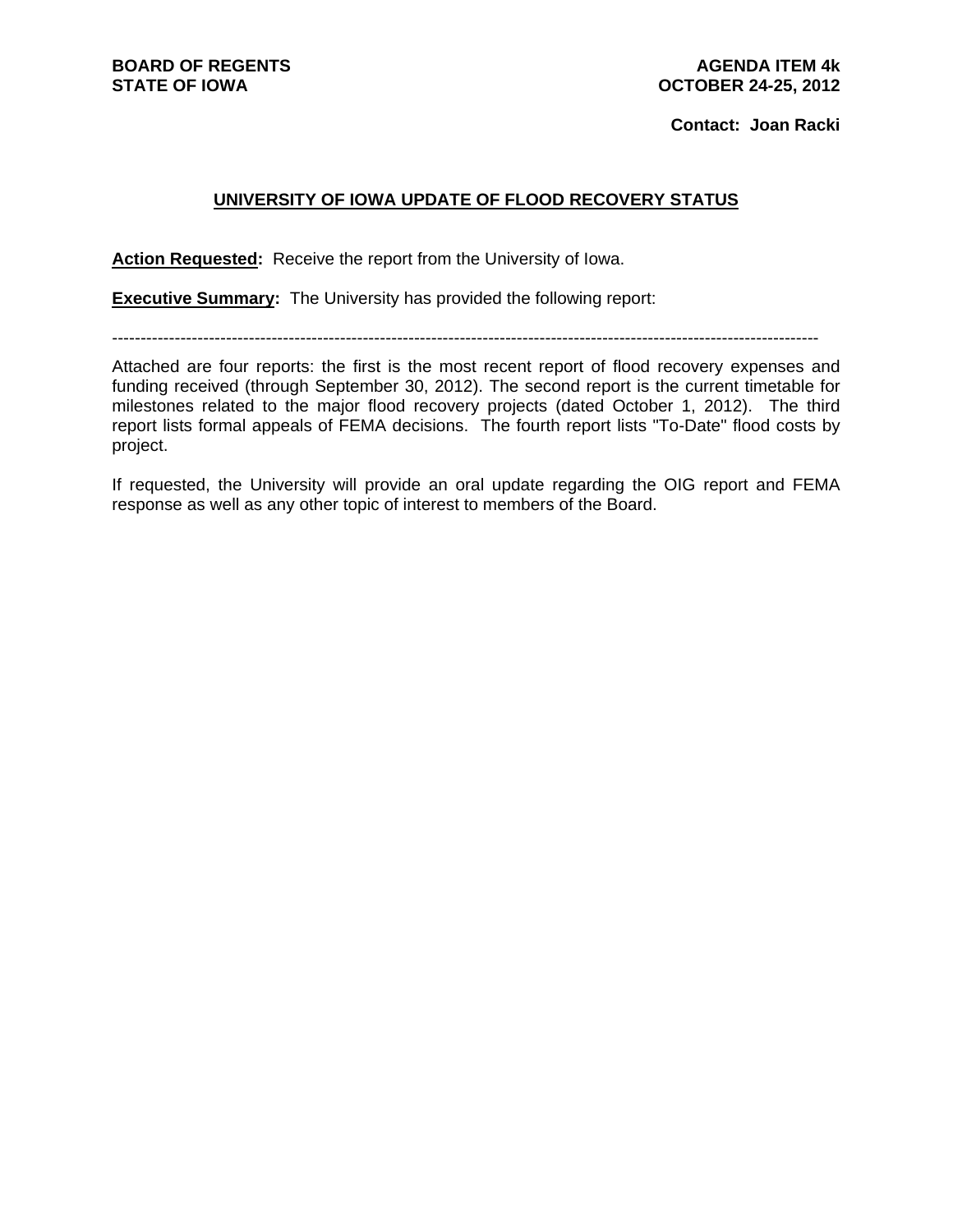**BOARD OF REGENTS**
**STATE OF IOWA**

**AGENDA ITEM 4k**
**OCTOBER 24-25, 2012**

**Contact: Joan Racki**

## UNIVERSITY OF IOWA UPDATE OF FLOOD RECOVERY STATUS

**Action Requested:** Receive the report from the University of Iowa.

**Executive Summary:** The University has provided the following report:

---

Attached are four reports: the first is the most recent report of flood recovery expenses and funding received (through September 30, 2012). The second report is the current timetable for milestones related to the major flood recovery projects (dated October 1, 2012). The third report lists formal appeals of FEMA decisions. The fourth report lists "To-Date" flood costs by project.

If requested, the University will provide an oral update regarding the OIG report and FEMA response as well as any other topic of interest to members of the Board.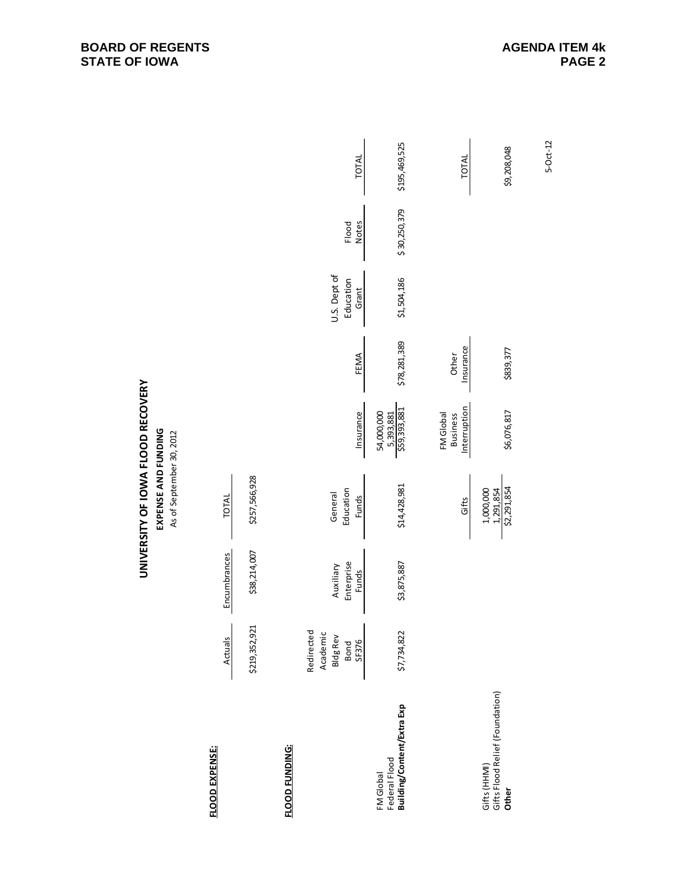# UNIVERSITY OF IOWA FLOOD RECOVERY

**EXPENSE AND FUNDING**

As of September 30, 2012

**FLOOD EXPENSE:**

| Actuals | Encumbrances | TOTAL |
|---|---|---|
| $219,352,921 | $38,214,007 | $257,566,928 |

**FLOOD FUNDING:**

| | Redirected Academic Bldg Rev Bond SF376 | Auxiliary Enterprise Funds | General Education Funds | Insurance | FEMA | U.S. Dept of Education Grant | Flood Notes | TOTAL |
|---|---|---|---|---|---|---|---|---|
| FM Global | | | | 54,000,000 | | | | |
| Federal Flood | | | | 5,393,881 | | | | |
| **Building/Content/Extra Exp** | $7,734,822 | $3,875,887 | $14,428,981 | $59,393,881 | $78,281,389 | $1,504,186 | $ 30,250,379 | $195,469,525 |

| | Gifts | FM Global Business Interruption | Other Insurance | TOTAL |
|---|---|---|---|---|
| Gifts (HHMI) | 1,000,000 | | | |
| Gifts Flood Relief (Foundation) | 1,291,854 | | | |
| **Other** | $2,291,854 | $6,076,817 | $839,377 | $9,208,048 |

5-Oct-12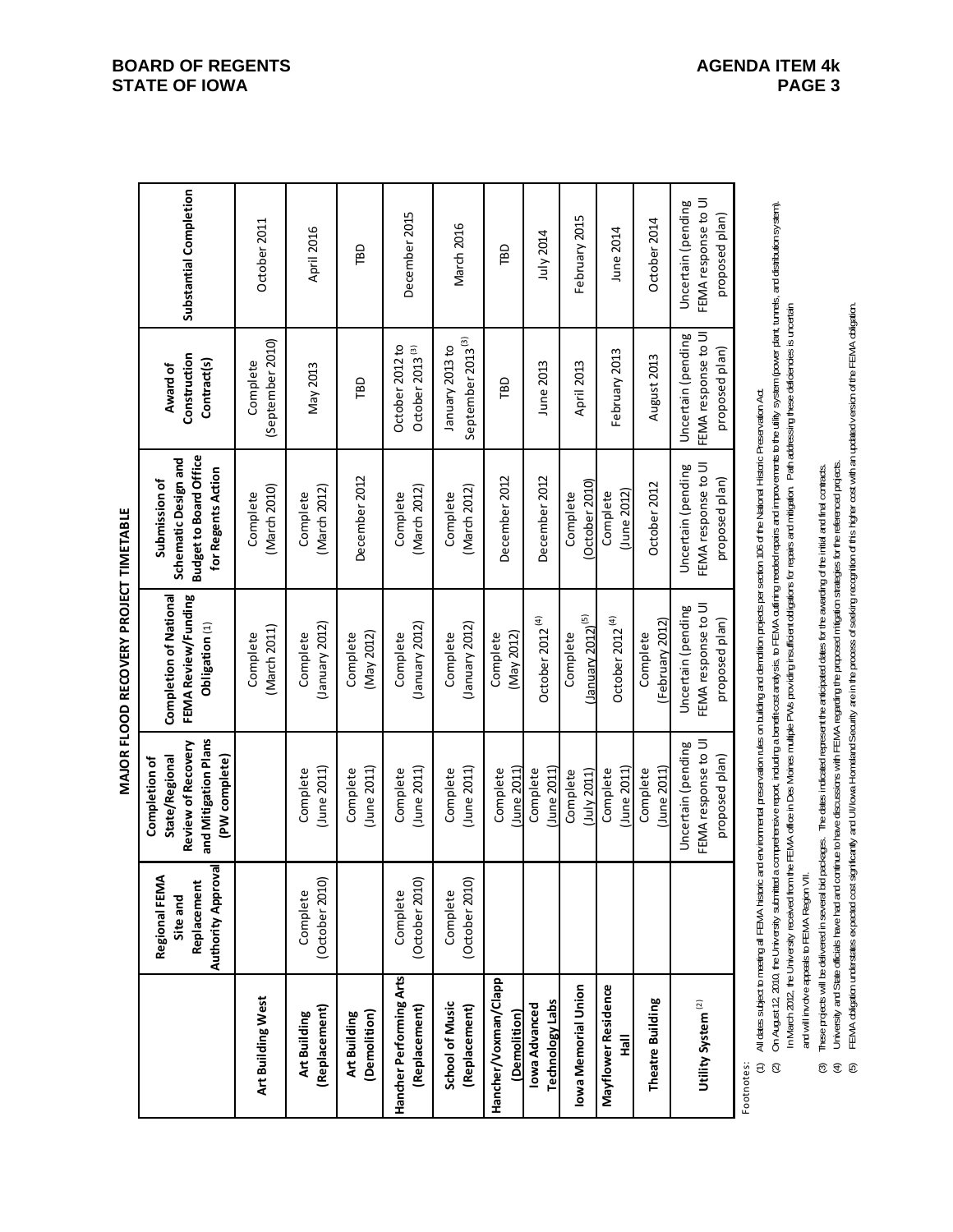**MAJOR FLOOD RECOVERY PROJECT TIMETABLE**

| | Regional FEMA Site and Replacement Authority Approval | Completion of State/Regional Review of Recovery and Mitigation Plans (PW complete) | Completion of National FEMA Review/Funding Obligation (1) | Submission of Schematic Design and Budget to Board Office for Regents Action | Award of Construction Contract(s) | Substantial Completion |
|---|---|---|---|---|---|---|
| **Art Building West** | | | Complete (March 2011) | Complete (March 2010) | Complete (September 2010) | October 2011 |
| **Art Building (Replacement)** | Complete (October 2010) | Complete (June 2011) | Complete (January 2012) | Complete (March 2012) | May 2013 | April 2016 |
| **Art Building (Demolition)** | | Complete (June 2011) | Complete (May 2012) | December 2012 | TBD | TBD |
| **Hancher Performing Arts (Replacement)** | Complete (October 2010) | Complete (June 2011) | Complete (January 2012) | Complete (March 2012) | October 2012 to October 2013 (3) | December 2015 |
| **School of Music (Replacement)** | Complete (October 2010) | Complete (June 2011) | Complete (January 2012) | Complete (March 2012) | January 2013 to September 2013 (3) | March 2016 |
| **Hancher/Voxman/Clapp (Demolition)** | | Complete (June 2011) | Complete (May 2012) | December 2012 | TBD | TBD |
| **Iowa Advanced Technology Labs** | | Complete (June 2011) | October 2012 (4) | December 2012 | June 2013 | July 2014 |
| **Iowa Memorial Union** | | Complete (July 2011) | Complete (January 2012) (5) | Complete (October 2010) | April 2013 | February 2015 |
| **Mayflower Residence Hall** | | Complete (June 2011) | October 2012 (4) | Complete (June 2012) | February 2013 | June 2014 |
| **Theatre Building** | | Complete (June 2011) | Complete (February 2012) | October 2012 | August 2013 | October 2014 |
| **Utility System (2)** | | Uncertain (pending FEMA response to UI proposed plan) | Uncertain (pending FEMA response to UI proposed plan) | Uncertain (pending FEMA response to UI proposed plan) | Uncertain (pending FEMA response to UI proposed plan) | Uncertain (pending FEMA response to UI proposed plan) |

Footnotes:

(1) All dates subject to meeting all FEMA historic and environmental preservation rules on building and demolition projects per section 106 of the National Historic Preservation Act.

(2) On August 12, 2010, the University submitted a comprehensive report, including a benefit cost analysis, to FEMA outlining needed repairs and improvements to the utility system (power plant, tunnels, and distribution system). In March 2012, the University received from the FEMA office in Des Moines multiple PWs providing insufficient obligations for repairs and mitigation. Path addressing these deficiencies is uncertain and will involve appeals to FEMA Region VII.

(3) These projects will be delivered in several bid packages. The dates indicated represent the anticipated dates for the awarding of the initial and final contracts.

(4) University and State officials have had and continue to have discussions with FEMA regarding the proposed mitigation strategies for the referenced projects.

(5) FEMA obligation understates expected cost significantly and UI/Iowa Homeland Security are in the process of seeking recognition of this higher cost with an updated version of the FEMA obligation.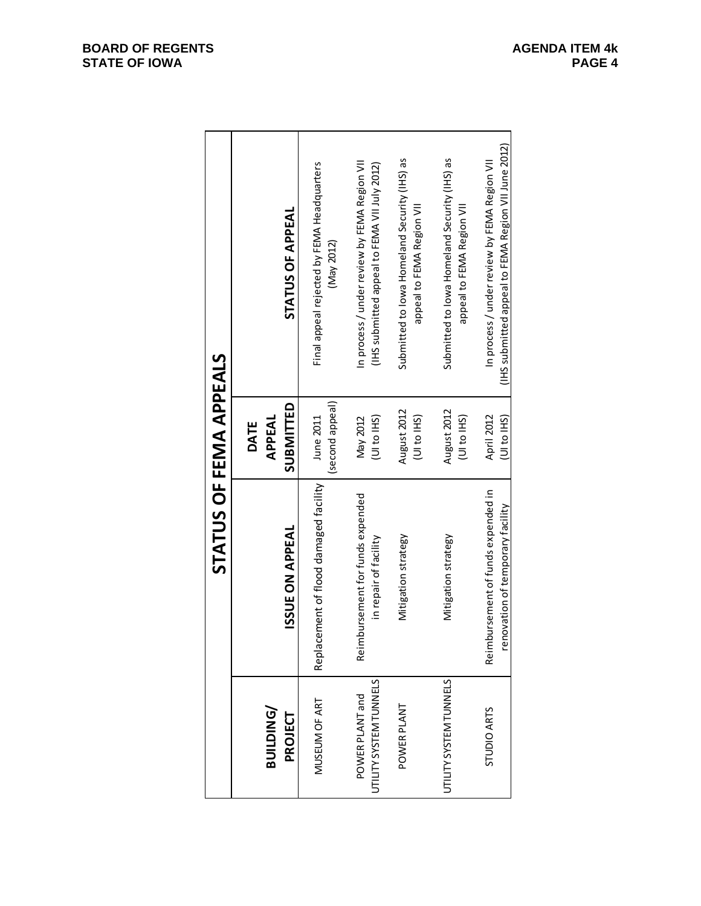## STATUS OF FEMA APPEALS

| BUILDING/ PROJECT | ISSUE ON APPEAL | DATE APPEAL SUBMITTED | STATUS OF APPEAL |
|---|---|---|---|
| MUSEUM OF ART | Replacement of flood damaged facility | June 2011 (second appeal) | Final appeal rejected by FEMA Headquarters (May 2012) |
| POWER PLANT and UTILITY SYSTEM TUNNELS | Reimbursement for funds expended in repair of facility | May 2012 (UI to IHS) | In process / under review by FEMA Region VII (IHS submitted appeal to FEMA VII July 2012) |
| POWER PLANT | Mitigation strategy | August 2012 (UI to IHS) | Submitted to Iowa Homeland Security (IHS) as appeal to FEMA Region VII |
| UTILITY SYSTEM TUNNELS | Mitigation strategy | August 2012 (UI to IHS) | Submitted to Iowa Homeland Security (IHS) as appeal to FEMA Region VII |
| STUDIO ARTS | Reimbursement of funds expended in renovation of temporary facility | April 2012 (UI to IHS) | In process / under review by FEMA Region VII (IHS submitted appeal to FEMA Region VII June 2012) |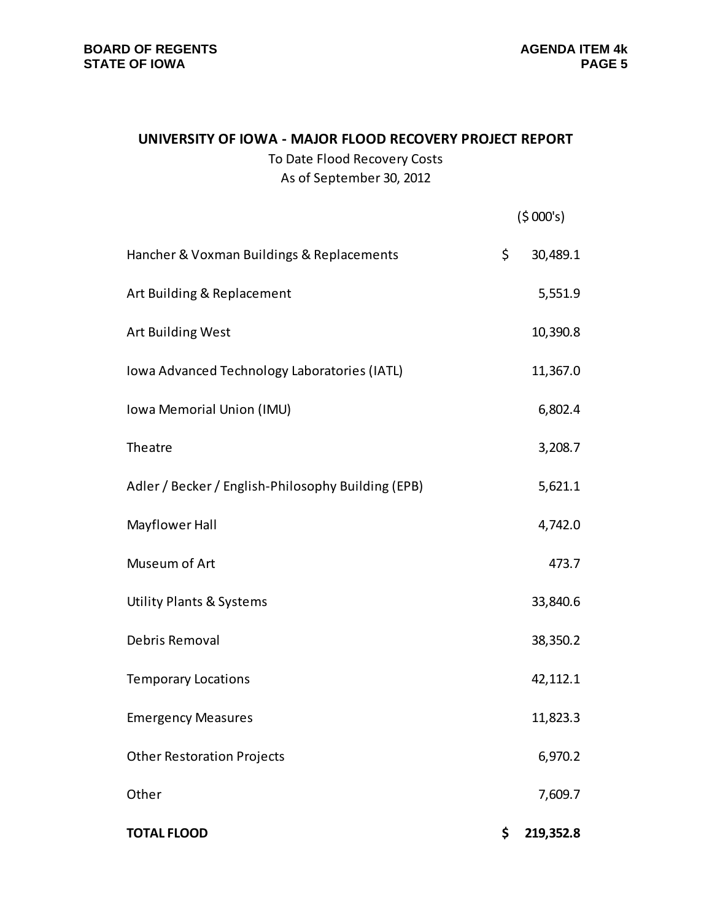## UNIVERSITY OF IOWA - MAJOR FLOOD RECOVERY PROJECT REPORT

To Date Flood Recovery Costs
As of September 30, 2012

| | ($ 000's) |
|---|---|
| Hancher & Voxman Buildings & Replacements | $ 30,489.1 |
| Art Building & Replacement | 5,551.9 |
| Art Building West | 10,390.8 |
| Iowa Advanced Technology Laboratories (IATL) | 11,367.0 |
| Iowa Memorial Union (IMU) | 6,802.4 |
| Theatre | 3,208.7 |
| Adler / Becker / English-Philosophy Building (EPB) | 5,621.1 |
| Mayflower Hall | 4,742.0 |
| Museum of Art | 473.7 |
| Utility Plants & Systems | 33,840.6 |
| Debris Removal | 38,350.2 |
| Temporary Locations | 42,112.1 |
| Emergency Measures | 11,823.3 |
| Other Restoration Projects | 6,970.2 |
| Other | 7,609.7 |
| **TOTAL FLOOD** | **$ 219,352.8** |